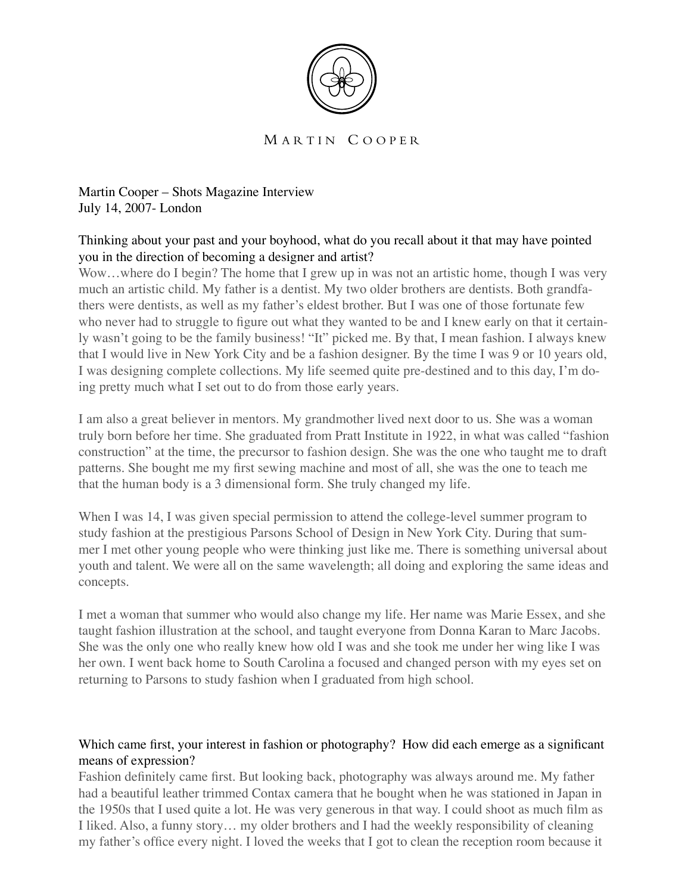# Martin Cooper

Martin Cooper – Shots Magazine Interview
July 14, 2007- London

**Thinking about your past and your boyhood, what do you recall about it that may have pointed you in the direction of becoming a designer and artist?**

Wow…where do I begin? The home that I grew up in was not an artistic home, though I was very much an artistic child. My father is a dentist. My two older brothers are dentists. Both grandfathers were dentists, as well as my father's eldest brother. But I was one of those fortunate few who never had to struggle to figure out what they wanted to be and I knew early on that it certainly wasn't going to be the family business! "It" picked me. By that, I mean fashion. I always knew that I would live in New York City and be a fashion designer. By the time I was 9 or 10 years old, I was designing complete collections. My life seemed quite pre-destined and to this day, I'm doing pretty much what I set out to do from those early years.

I am also a great believer in mentors. My grandmother lived next door to us. She was a woman truly born before her time. She graduated from Pratt Institute in 1922, in what was called "fashion construction" at the time, the precursor to fashion design. She was the one who taught me to draft patterns. She bought me my first sewing machine and most of all, she was the one to teach me that the human body is a 3 dimensional form. She truly changed my life.

When I was 14, I was given special permission to attend the college-level summer program to study fashion at the prestigious Parsons School of Design in New York City. During that summer I met other young people who were thinking just like me. There is something universal about youth and talent. We were all on the same wavelength; all doing and exploring the same ideas and concepts.

I met a woman that summer who would also change my life. Her name was Marie Essex, and she taught fashion illustration at the school, and taught everyone from Donna Karan to Marc Jacobs. She was the only one who really knew how old I was and she took me under her wing like I was her own. I went back home to South Carolina a focused and changed person with my eyes set on returning to Parsons to study fashion when I graduated from high school.

**Which came first, your interest in fashion or photography? How did each emerge as a significant means of expression?**

Fashion definitely came first. But looking back, photography was always around me. My father had a beautiful leather trimmed Contax camera that he bought when he was stationed in Japan in the 1950s that I used quite a lot. He was very generous in that way. I could shoot as much film as I liked. Also, a funny story… my older brothers and I had the weekly responsibility of cleaning my father's office every night. I loved the weeks that I got to clean the reception room because it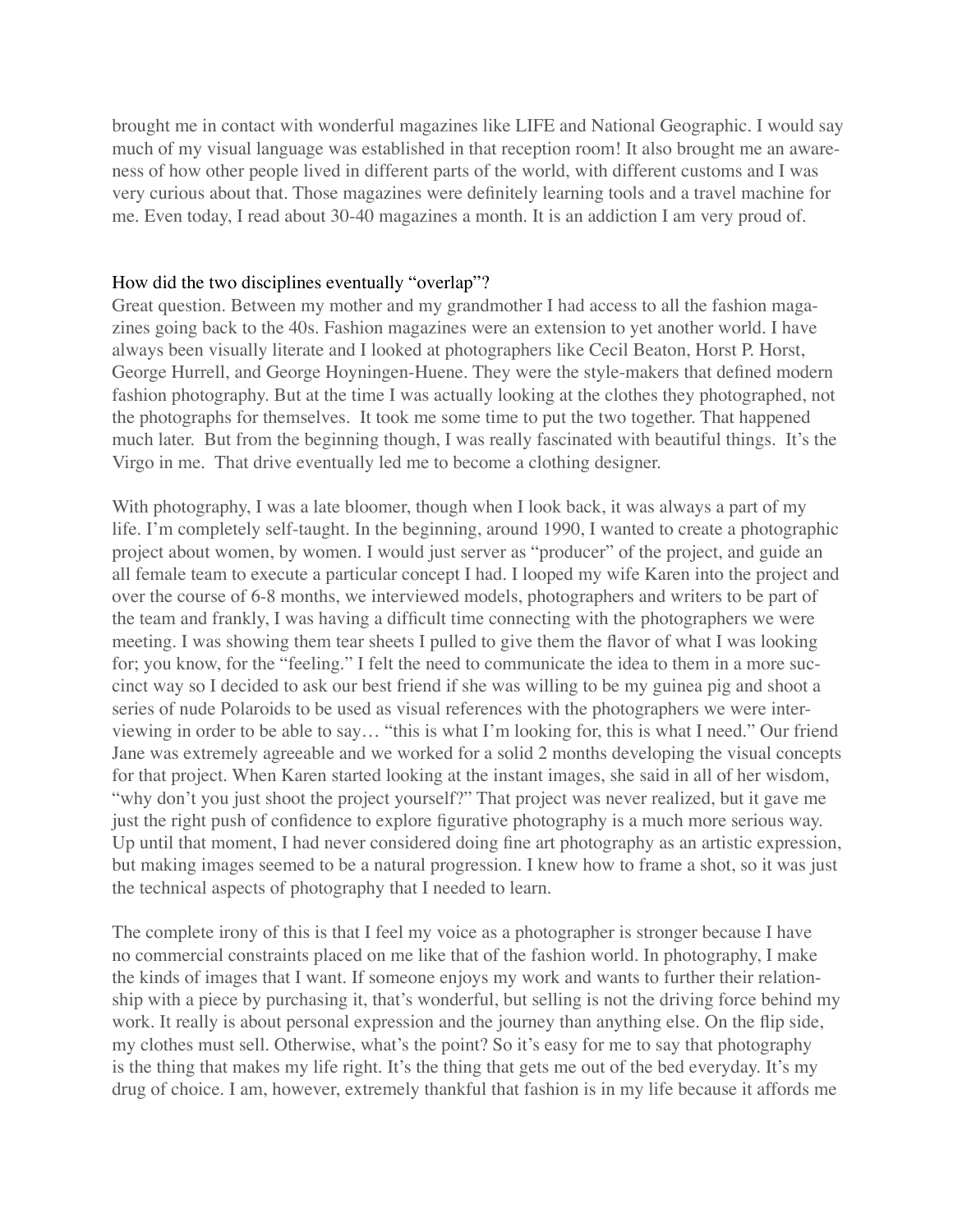brought me in contact with wonderful magazines like LIFE and National Geographic. I would say much of my visual language was established in that reception room! It also brought me an awareness of how other people lived in different parts of the world, with different customs and I was very curious about that. Those magazines were definitely learning tools and a travel machine for me. Even today, I read about 30-40 magazines a month. It is an addiction I am very proud of.

How did the two disciplines eventually "overlap"?

Great question. Between my mother and my grandmother I had access to all the fashion magazines going back to the 40s. Fashion magazines were an extension to yet another world. I have always been visually literate and I looked at photographers like Cecil Beaton, Horst P. Horst, George Hurrell, and George Hoyningen-Huene. They were the style-makers that defined modern fashion photography. But at the time I was actually looking at the clothes they photographed, not the photographs for themselves. It took me some time to put the two together. That happened much later. But from the beginning though, I was really fascinated with beautiful things. It's the Virgo in me. That drive eventually led me to become a clothing designer.

With photography, I was a late bloomer, though when I look back, it was always a part of my life. I'm completely self-taught. In the beginning, around 1990, I wanted to create a photographic project about women, by women. I would just server as "producer" of the project, and guide an all female team to execute a particular concept I had. I looped my wife Karen into the project and over the course of 6-8 months, we interviewed models, photographers and writers to be part of the team and frankly, I was having a difficult time connecting with the photographers we were meeting. I was showing them tear sheets I pulled to give them the flavor of what I was looking for; you know, for the "feeling." I felt the need to communicate the idea to them in a more succinct way so I decided to ask our best friend if she was willing to be my guinea pig and shoot a series of nude Polaroids to be used as visual references with the photographers we were interviewing in order to be able to say… "this is what I'm looking for, this is what I need." Our friend Jane was extremely agreeable and we worked for a solid 2 months developing the visual concepts for that project. When Karen started looking at the instant images, she said in all of her wisdom, "why don't you just shoot the project yourself?" That project was never realized, but it gave me just the right push of confidence to explore figurative photography is a much more serious way. Up until that moment, I had never considered doing fine art photography as an artistic expression, but making images seemed to be a natural progression. I knew how to frame a shot, so it was just the technical aspects of photography that I needed to learn.

The complete irony of this is that I feel my voice as a photographer is stronger because I have no commercial constraints placed on me like that of the fashion world. In photography, I make the kinds of images that I want. If someone enjoys my work and wants to further their relationship with a piece by purchasing it, that's wonderful, but selling is not the driving force behind my work. It really is about personal expression and the journey than anything else. On the flip side, my clothes must sell. Otherwise, what's the point? So it's easy for me to say that photography is the thing that makes my life right. It's the thing that gets me out of the bed everyday. It's my drug of choice. I am, however, extremely thankful that fashion is in my life because it affords me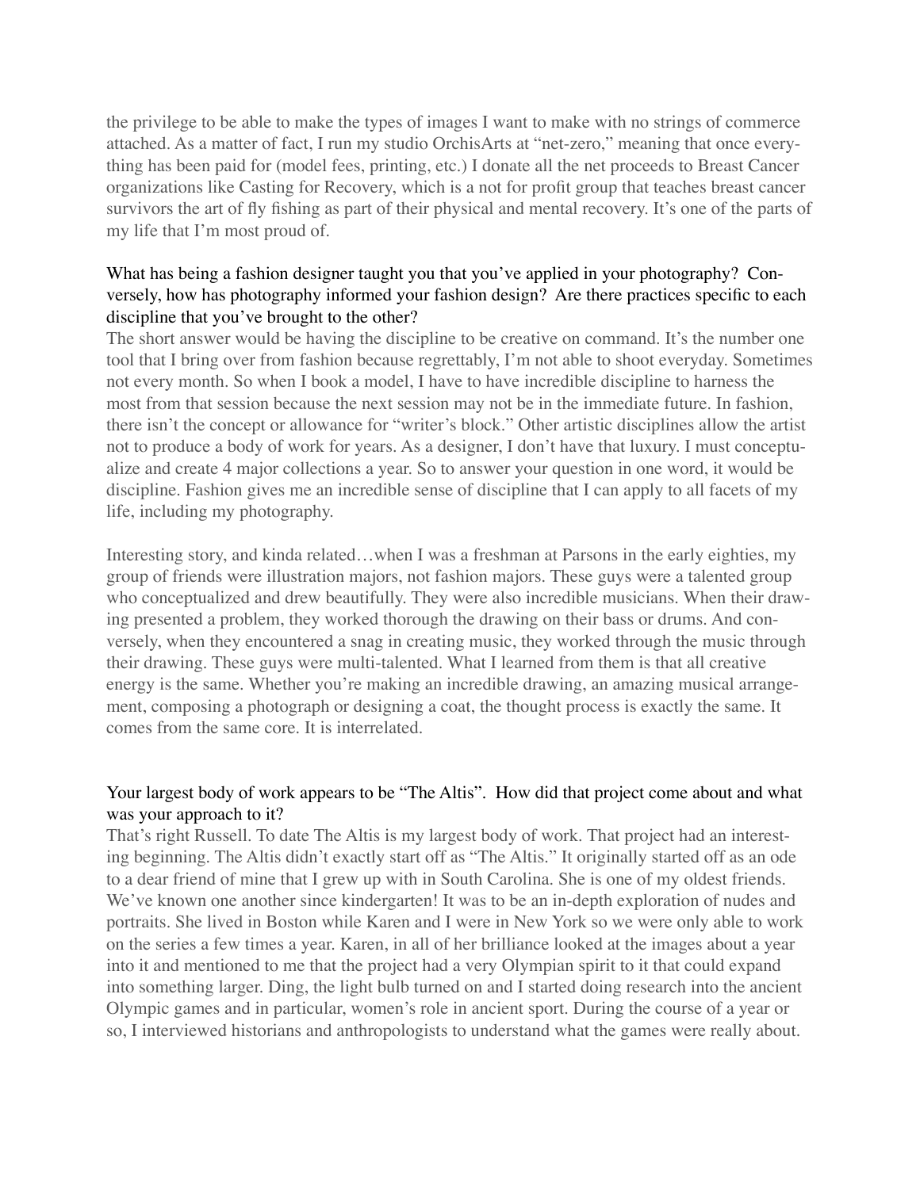the privilege to be able to make the types of images I want to make with no strings of commerce attached. As a matter of fact, I run my studio OrchisArts at "net-zero," meaning that once everything has been paid for (model fees, printing, etc.) I donate all the net proceeds to Breast Cancer organizations like Casting for Recovery, which is a not for profit group that teaches breast cancer survivors the art of fly fishing as part of their physical and mental recovery. It's one of the parts of my life that I'm most proud of.

What has being a fashion designer taught you that you've applied in your photography? Conversely, how has photography informed your fashion design? Are there practices specific to each discipline that you've brought to the other?

The short answer would be having the discipline to be creative on command. It's the number one tool that I bring over from fashion because regrettably, I'm not able to shoot everyday. Sometimes not every month. So when I book a model, I have to have incredible discipline to harness the most from that session because the next session may not be in the immediate future. In fashion, there isn't the concept or allowance for "writer's block." Other artistic disciplines allow the artist not to produce a body of work for years. As a designer, I don't have that luxury. I must conceptualize and create 4 major collections a year. So to answer your question in one word, it would be discipline. Fashion gives me an incredible sense of discipline that I can apply to all facets of my life, including my photography.

Interesting story, and kinda related…when I was a freshman at Parsons in the early eighties, my group of friends were illustration majors, not fashion majors. These guys were a talented group who conceptualized and drew beautifully. They were also incredible musicians. When their drawing presented a problem, they worked thorough the drawing on their bass or drums. And conversely, when they encountered a snag in creating music, they worked through the music through their drawing. These guys were multi-talented. What I learned from them is that all creative energy is the same. Whether you're making an incredible drawing, an amazing musical arrangement, composing a photograph or designing a coat, the thought process is exactly the same. It comes from the same core. It is interrelated.

Your largest body of work appears to be "The Altis". How did that project come about and what was your approach to it?

That's right Russell. To date The Altis is my largest body of work. That project had an interesting beginning. The Altis didn't exactly start off as "The Altis." It originally started off as an ode to a dear friend of mine that I grew up with in South Carolina. She is one of my oldest friends. We've known one another since kindergarten! It was to be an in-depth exploration of nudes and portraits. She lived in Boston while Karen and I were in New York so we were only able to work on the series a few times a year. Karen, in all of her brilliance looked at the images about a year into it and mentioned to me that the project had a very Olympian spirit to it that could expand into something larger. Ding, the light bulb turned on and I started doing research into the ancient Olympic games and in particular, women's role in ancient sport. During the course of a year or so, I interviewed historians and anthropologists to understand what the games were really about.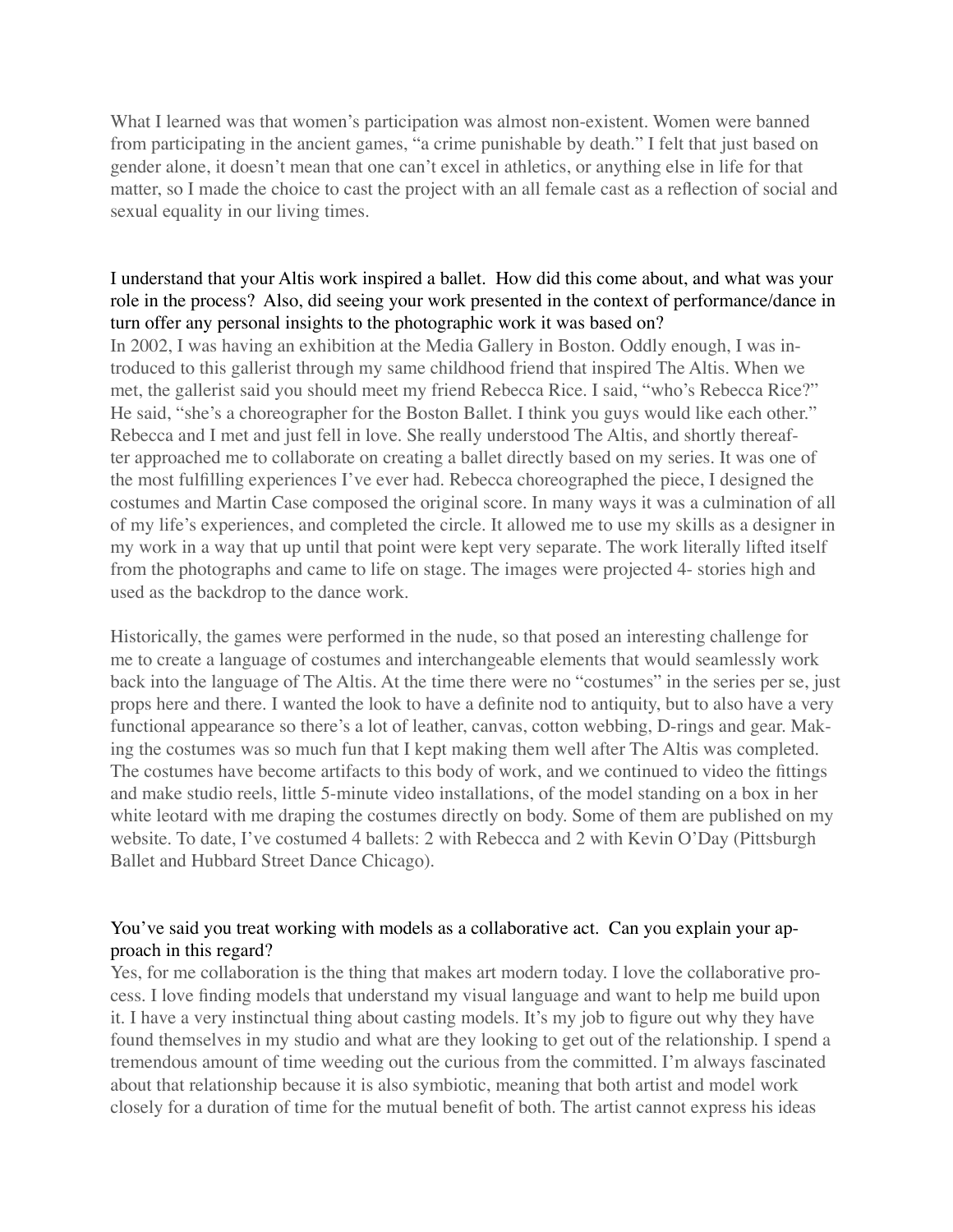What I learned was that women's participation was almost non-existent. Women were banned from participating in the ancient games, "a crime punishable by death." I felt that just based on gender alone, it doesn't mean that one can't excel in athletics, or anything else in life for that matter, so I made the choice to cast the project with an all female cast as a reflection of social and sexual equality in our living times.

I understand that your Altis work inspired a ballet. How did this come about, and what was your role in the process? Also, did seeing your work presented in the context of performance/dance in turn offer any personal insights to the photographic work it was based on?

In 2002, I was having an exhibition at the Media Gallery in Boston. Oddly enough, I was introduced to this gallerist through my same childhood friend that inspired The Altis. When we met, the gallerist said you should meet my friend Rebecca Rice. I said, "who's Rebecca Rice?" He said, "she's a choreographer for the Boston Ballet. I think you guys would like each other." Rebecca and I met and just fell in love. She really understood The Altis, and shortly thereafter approached me to collaborate on creating a ballet directly based on my series. It was one of the most fulfilling experiences I've ever had. Rebecca choreographed the piece, I designed the costumes and Martin Case composed the original score. In many ways it was a culmination of all of my life's experiences, and completed the circle. It allowed me to use my skills as a designer in my work in a way that up until that point were kept very separate. The work literally lifted itself from the photographs and came to life on stage. The images were projected 4- stories high and used as the backdrop to the dance work.

Historically, the games were performed in the nude, so that posed an interesting challenge for me to create a language of costumes and interchangeable elements that would seamlessly work back into the language of The Altis. At the time there were no "costumes" in the series per se, just props here and there. I wanted the look to have a definite nod to antiquity, but to also have a very functional appearance so there's a lot of leather, canvas, cotton webbing, D-rings and gear. Making the costumes was so much fun that I kept making them well after The Altis was completed. The costumes have become artifacts to this body of work, and we continued to video the fittings and make studio reels, little 5-minute video installations, of the model standing on a box in her white leotard with me draping the costumes directly on body. Some of them are published on my website. To date, I've costumed 4 ballets: 2 with Rebecca and 2 with Kevin O'Day (Pittsburgh Ballet and Hubbard Street Dance Chicago).

You've said you treat working with models as a collaborative act. Can you explain your approach in this regard?

Yes, for me collaboration is the thing that makes art modern today. I love the collaborative process. I love finding models that understand my visual language and want to help me build upon it. I have a very instinctual thing about casting models. It's my job to figure out why they have found themselves in my studio and what are they looking to get out of the relationship. I spend a tremendous amount of time weeding out the curious from the committed. I'm always fascinated about that relationship because it is also symbiotic, meaning that both artist and model work closely for a duration of time for the mutual benefit of both. The artist cannot express his ideas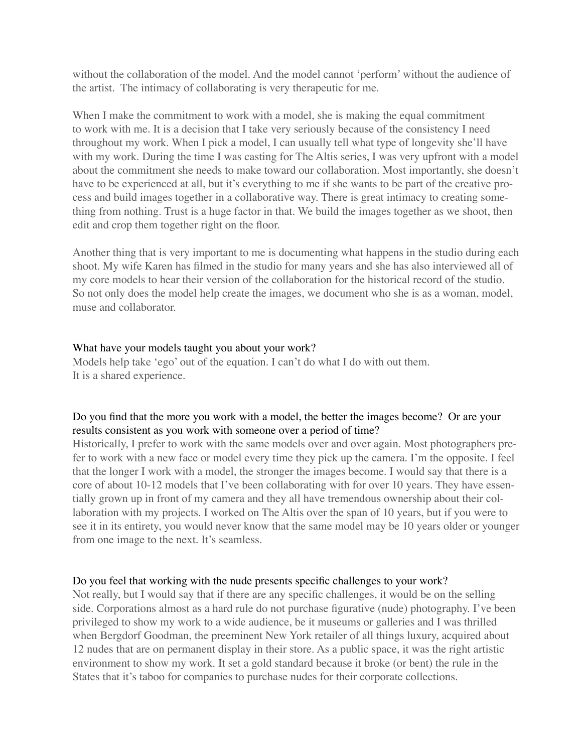without the collaboration of the model. And the model cannot 'perform' without the audience of the artist. The intimacy of collaborating is very therapeutic for me.

When I make the commitment to work with a model, she is making the equal commitment to work with me. It is a decision that I take very seriously because of the consistency I need throughout my work. When I pick a model, I can usually tell what type of longevity she'll have with my work. During the time I was casting for The Altis series, I was very upfront with a model about the commitment she needs to make toward our collaboration. Most importantly, she doesn't have to be experienced at all, but it's everything to me if she wants to be part of the creative process and build images together in a collaborative way. There is great intimacy to creating something from nothing. Trust is a huge factor in that. We build the images together as we shoot, then edit and crop them together right on the floor.

Another thing that is very important to me is documenting what happens in the studio during each shoot. My wife Karen has filmed in the studio for many years and she has also interviewed all of my core models to hear their version of the collaboration for the historical record of the studio. So not only does the model help create the images, we document who she is as a woman, model, muse and collaborator.

What have your models taught you about your work?

Models help take 'ego' out of the equation. I can't do what I do with out them.
It is a shared experience.

Do you find that the more you work with a model, the better the images become? Or are your results consistent as you work with someone over a period of time?

Historically, I prefer to work with the same models over and over again. Most photographers prefer to work with a new face or model every time they pick up the camera. I'm the opposite. I feel that the longer I work with a model, the stronger the images become. I would say that there is a core of about 10-12 models that I've been collaborating with for over 10 years. They have essentially grown up in front of my camera and they all have tremendous ownership about their collaboration with my projects. I worked on The Altis over the span of 10 years, but if you were to see it in its entirety, you would never know that the same model may be 10 years older or younger from one image to the next. It's seamless.

Do you feel that working with the nude presents specific challenges to your work?

Not really, but I would say that if there are any specific challenges, it would be on the selling side. Corporations almost as a hard rule do not purchase figurative (nude) photography. I've been privileged to show my work to a wide audience, be it museums or galleries and I was thrilled when Bergdorf Goodman, the preeminent New York retailer of all things luxury, acquired about 12 nudes that are on permanent display in their store. As a public space, it was the right artistic environment to show my work. It set a gold standard because it broke (or bent) the rule in the States that it's taboo for companies to purchase nudes for their corporate collections.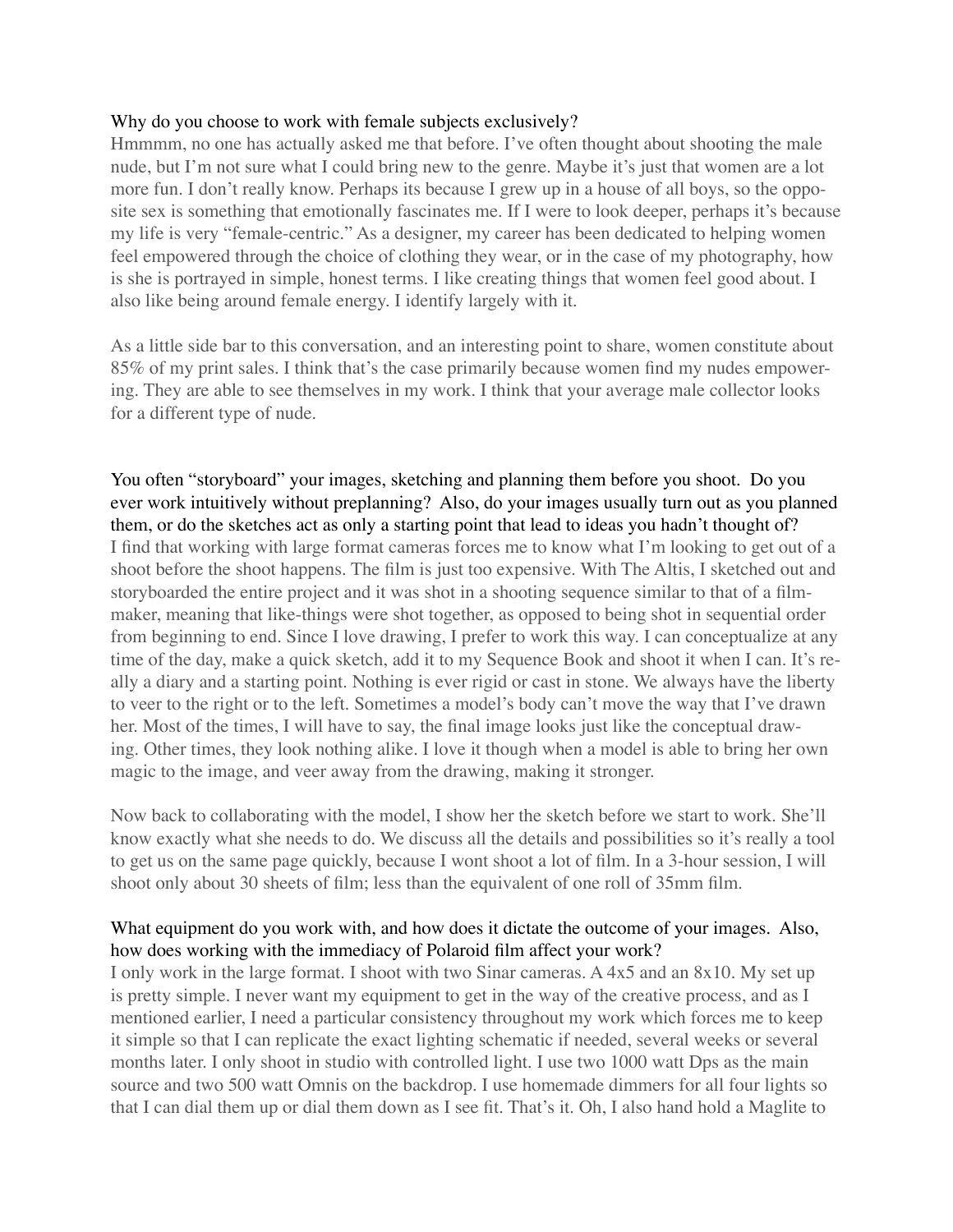Why do you choose to work with female subjects exclusively?

Hmmmm, no one has actually asked me that before. I've often thought about shooting the male nude, but I'm not sure what I could bring new to the genre. Maybe it's just that women are a lot more fun. I don't really know. Perhaps its because I grew up in a house of all boys, so the opposite sex is something that emotionally fascinates me. If I were to look deeper, perhaps it's because my life is very "female-centric." As a designer, my career has been dedicated to helping women feel empowered through the choice of clothing they wear, or in the case of my photography, how is she is portrayed in simple, honest terms. I like creating things that women feel good about. I also like being around female energy. I identify largely with it.

As a little side bar to this conversation, and an interesting point to share, women constitute about 85% of my print sales. I think that's the case primarily because women find my nudes empowering. They are able to see themselves in my work. I think that your average male collector looks for a different type of nude.

You often "storyboard" your images, sketching and planning them before you shoot. Do you ever work intuitively without preplanning? Also, do your images usually turn out as you planned them, or do the sketches act as only a starting point that lead to ideas you hadn't thought of?

I find that working with large format cameras forces me to know what I'm looking to get out of a shoot before the shoot happens. The film is just too expensive. With The Altis, I sketched out and storyboarded the entire project and it was shot in a shooting sequence similar to that of a filmmaker, meaning that like-things were shot together, as opposed to being shot in sequential order from beginning to end. Since I love drawing, I prefer to work this way. I can conceptualize at any time of the day, make a quick sketch, add it to my Sequence Book and shoot it when I can. It's really a diary and a starting point. Nothing is ever rigid or cast in stone. We always have the liberty to veer to the right or to the left. Sometimes a model's body can't move the way that I've drawn her. Most of the times, I will have to say, the final image looks just like the conceptual drawing. Other times, they look nothing alike. I love it though when a model is able to bring her own magic to the image, and veer away from the drawing, making it stronger.

Now back to collaborating with the model, I show her the sketch before we start to work. She'll know exactly what she needs to do. We discuss all the details and possibilities so it's really a tool to get us on the same page quickly, because I wont shoot a lot of film. In a 3-hour session, I will shoot only about 30 sheets of film; less than the equivalent of one roll of 35mm film.

What equipment do you work with, and how does it dictate the outcome of your images. Also, how does working with the immediacy of Polaroid film affect your work?

I only work in the large format. I shoot with two Sinar cameras. A 4x5 and an 8x10. My set up is pretty simple. I never want my equipment to get in the way of the creative process, and as I mentioned earlier, I need a particular consistency throughout my work which forces me to keep it simple so that I can replicate the exact lighting schematic if needed, several weeks or several months later. I only shoot in studio with controlled light. I use two 1000 watt Dps as the main source and two 500 watt Omnis on the backdrop. I use homemade dimmers for all four lights so that I can dial them up or dial them down as I see fit. That's it. Oh, I also hand hold a Maglite to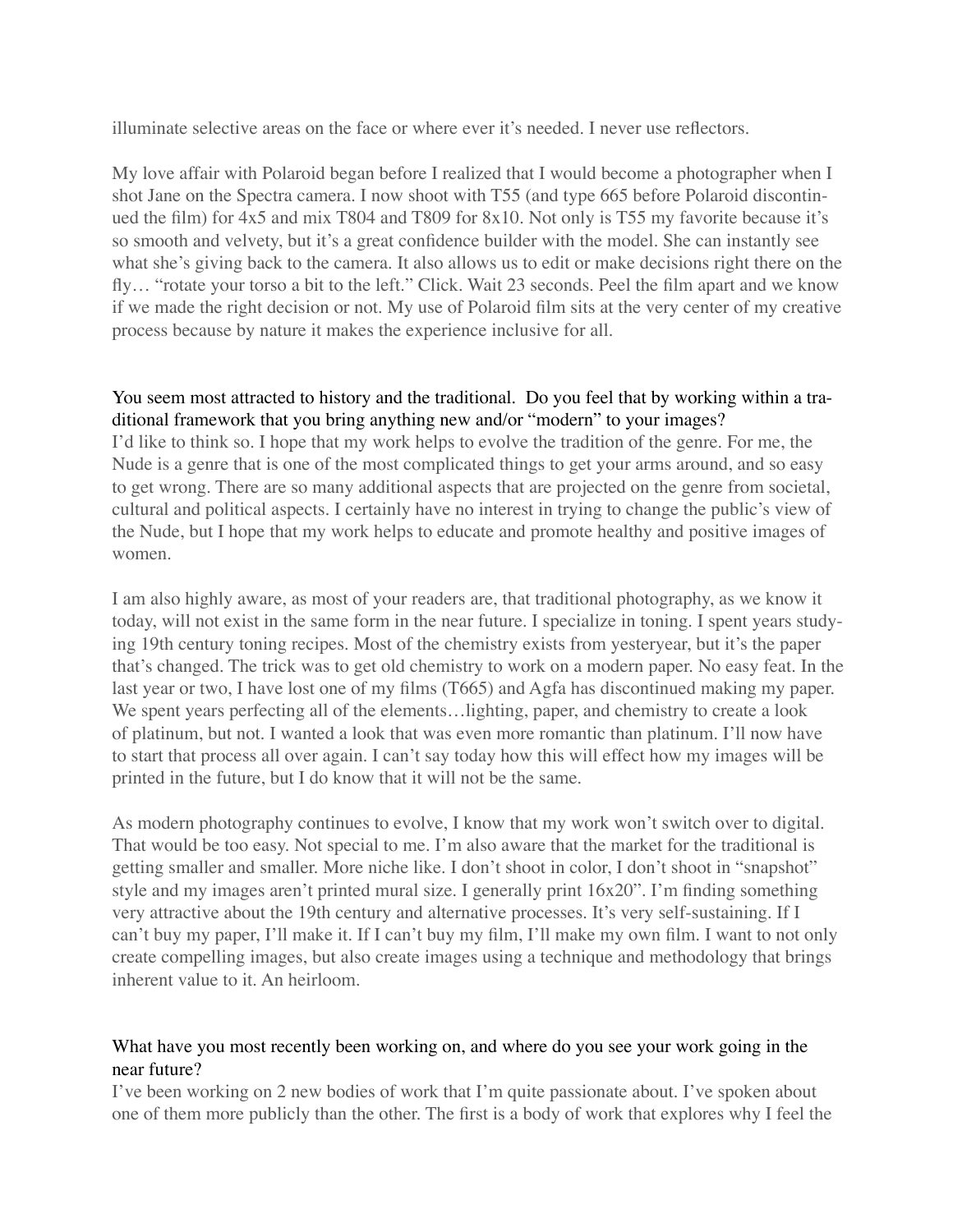illuminate selective areas on the face or where ever it's needed. I never use reflectors.

My love affair with Polaroid began before I realized that I would become a photographer when I shot Jane on the Spectra camera. I now shoot with T55 (and type 665 before Polaroid discontinued the film) for 4x5 and mix T804 and T809 for 8x10. Not only is T55 my favorite because it's so smooth and velvety, but it's a great confidence builder with the model. She can instantly see what she's giving back to the camera. It also allows us to edit or make decisions right there on the fly… "rotate your torso a bit to the left." Click. Wait 23 seconds. Peel the film apart and we know if we made the right decision or not. My use of Polaroid film sits at the very center of my creative process because by nature it makes the experience inclusive for all.

You seem most attracted to history and the traditional. Do you feel that by working within a traditional framework that you bring anything new and/or "modern" to your images?

I'd like to think so. I hope that my work helps to evolve the tradition of the genre. For me, the Nude is a genre that is one of the most complicated things to get your arms around, and so easy to get wrong. There are so many additional aspects that are projected on the genre from societal, cultural and political aspects. I certainly have no interest in trying to change the public's view of the Nude, but I hope that my work helps to educate and promote healthy and positive images of women.

I am also highly aware, as most of your readers are, that traditional photography, as we know it today, will not exist in the same form in the near future. I specialize in toning. I spent years studying 19th century toning recipes. Most of the chemistry exists from yesteryear, but it's the paper that's changed. The trick was to get old chemistry to work on a modern paper. No easy feat. In the last year or two, I have lost one of my films (T665) and Agfa has discontinued making my paper. We spent years perfecting all of the elements…lighting, paper, and chemistry to create a look of platinum, but not. I wanted a look that was even more romantic than platinum. I'll now have to start that process all over again. I can't say today how this will effect how my images will be printed in the future, but I do know that it will not be the same.

As modern photography continues to evolve, I know that my work won't switch over to digital. That would be too easy. Not special to me. I'm also aware that the market for the traditional is getting smaller and smaller. More niche like. I don't shoot in color, I don't shoot in "snapshot" style and my images aren't printed mural size. I generally print 16x20". I'm finding something very attractive about the 19th century and alternative processes. It's very self-sustaining. If I can't buy my paper, I'll make it. If I can't buy my film, I'll make my own film. I want to not only create compelling images, but also create images using a technique and methodology that brings inherent value to it. An heirloom.

What have you most recently been working on, and where do you see your work going in the near future?

I've been working on 2 new bodies of work that I'm quite passionate about. I've spoken about one of them more publicly than the other. The first is a body of work that explores why I feel the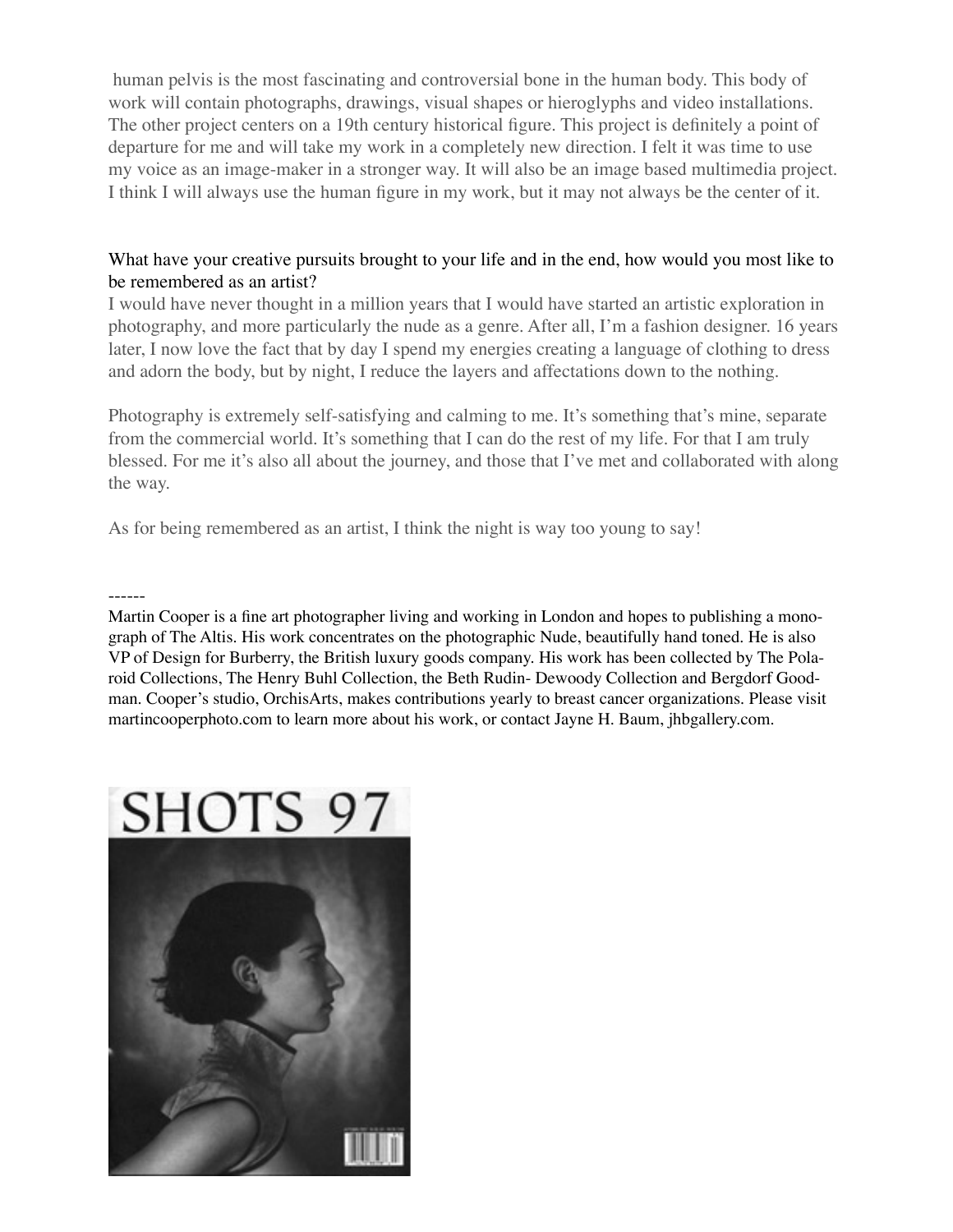human pelvis is the most fascinating and controversial bone in the human body. This body of work will contain photographs, drawings, visual shapes or hieroglyphs and video installations. The other project centers on a 19th century historical figure. This project is definitely a point of departure for me and will take my work in a completely new direction. I felt it was time to use my voice as an image-maker in a stronger way. It will also be an image based multimedia project. I think I will always use the human figure in my work, but it may not always be the center of it.

What have your creative pursuits brought to your life and in the end, how would you most like to be remembered as an artist?

I would have never thought in a million years that I would have started an artistic exploration in photography, and more particularly the nude as a genre. After all, I'm a fashion designer. 16 years later, I now love the fact that by day I spend my energies creating a language of clothing to dress and adorn the body, but by night, I reduce the layers and affectations down to the nothing.

Photography is extremely self-satisfying and calming to me. It's something that's mine, separate from the commercial world. It's something that I can do the rest of my life. For that I am truly blessed. For me it's also all about the journey, and those that I've met and collaborated with along the way.

As for being remembered as an artist, I think the night is way too young to say!

------

Martin Cooper is a fine art photographer living and working in London and hopes to publishing a monograph of The Altis. His work concentrates on the photographic Nude, beautifully hand toned. He is also VP of Design for Burberry, the British luxury goods company. His work has been collected by The Polaroid Collections, The Henry Buhl Collection, the Beth Rudin- Dewoody Collection and Bergdorf Goodman. Cooper's studio, OrchisArts, makes contributions yearly to breast cancer organizations. Please visit martincooperphoto.com to learn more about his work, or contact Jayne H. Baum, jhbgallery.com.

SHOTS 97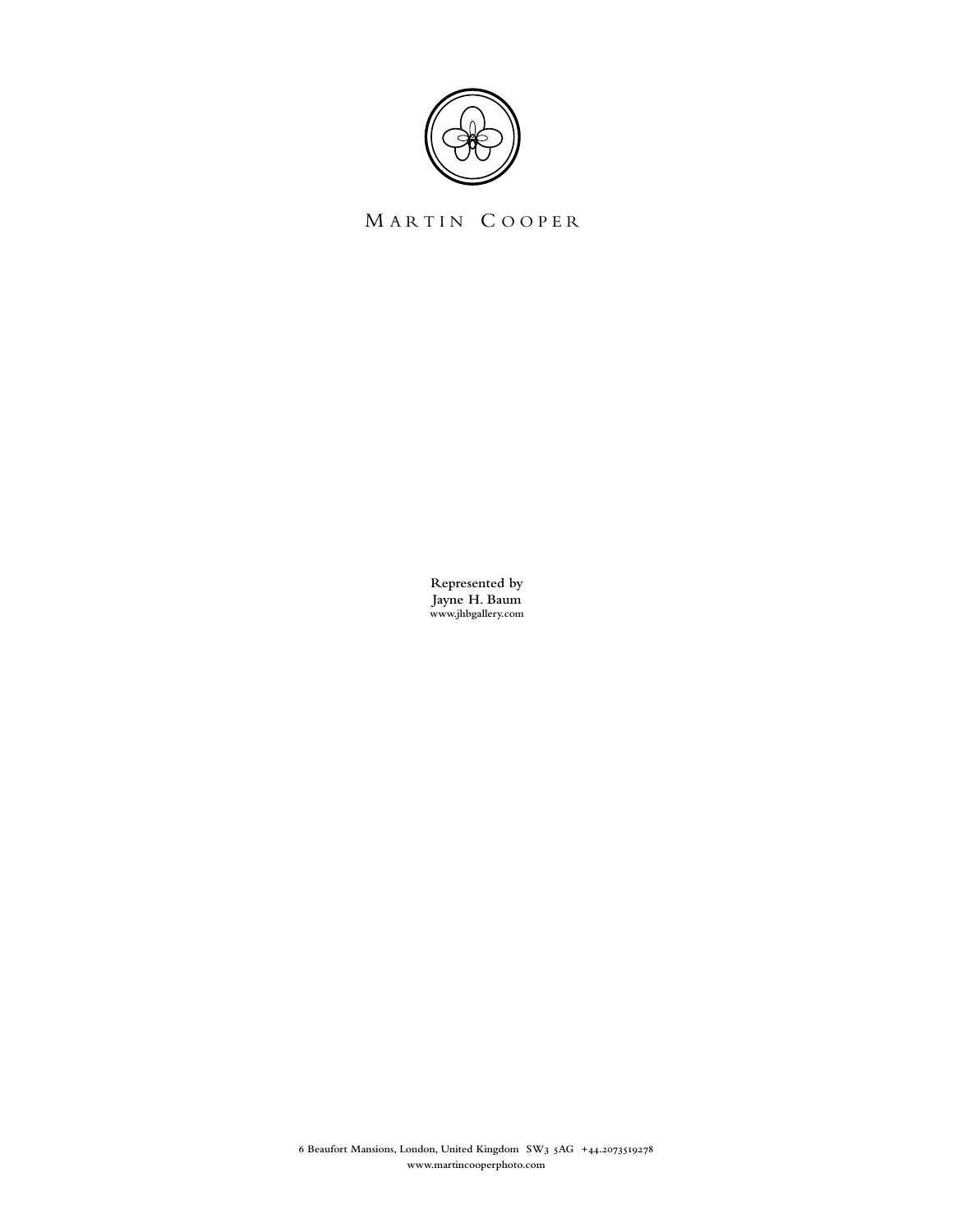Martin Cooper

**Represented by**
**Jayne H. Baum**
www.jhbgallery.com

6 Beaufort Mansions, London, United Kingdom SW3 5AG +44.2073519278
www.martincooperphoto.com